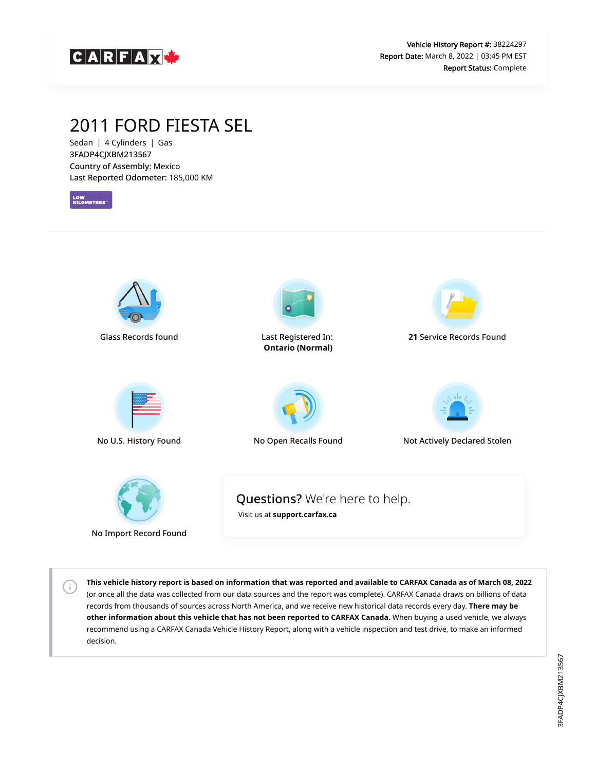CARFAX

**Vehicle History Report #:** 38224297
**Report Date:** March 8, 2022 | 03:45 PM EST
**Report Status:** Complete

# 2011 FORD FIESTA SEL

Sedan | 4 Cylinders | Gas
3FADP4CJXBM213567
**Country of Assembly:** Mexico
**Last Reported Odometer:** 185,000 KM

LOW KILOMETRES

Glass Records found

Last Registered In:
**Ontario (Normal)**

**21** Service Records Found

No U.S. History Found

No Open Recalls Found

Not Actively Declared Stolen

No Import Record Found

**Questions?** We're here to help.
Visit us at **support.carfax.ca**

**This vehicle history report is based on information that was reported and available to CARFAX Canada as of March 08, 2022** (or once all the data was collected from our data sources and the report was complete). CARFAX Canada draws on billions of data records from thousands of sources across North America, and we receive new historical data records every day. **There may be other information about this vehicle that has not been reported to CARFAX Canada.** When buying a used vehicle, we always recommend using a CARFAX Canada Vehicle History Report, along with a vehicle inspection and test drive, to make an informed decision.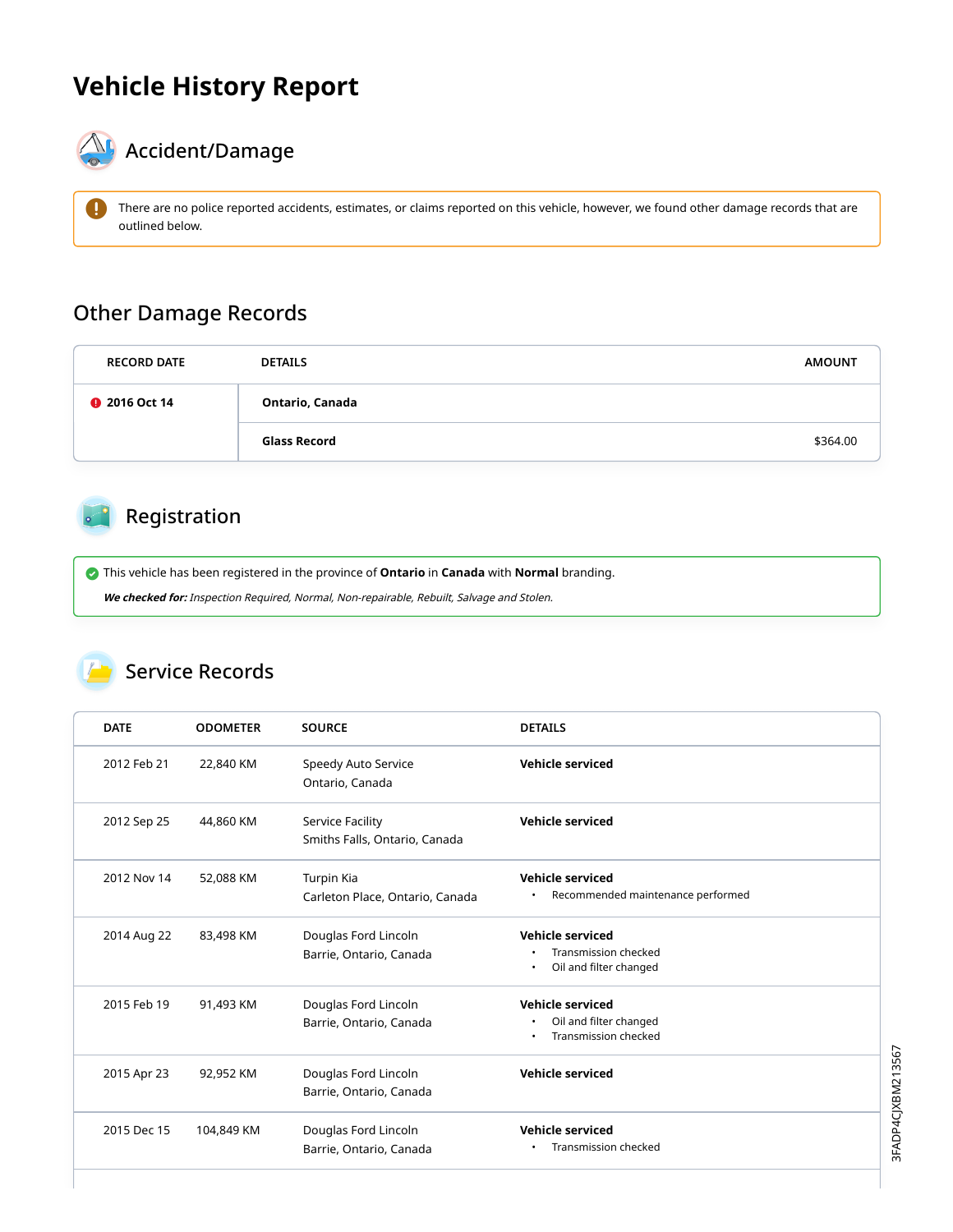# Vehicle History Report

## Accident/Damage

There are no police reported accidents, estimates, or claims reported on this vehicle, however, we found other damage records that are outlined below.

## Other Damage Records

| RECORD DATE | DETAILS | AMOUNT |
|---|---|---|
| **2016 Oct 14** | **Ontario, Canada** | |
| | **Glass Record** | $364.00 |

## Registration

This vehicle has been registered in the province of **Ontario** in **Canada** with **Normal** branding.

***We checked for:*** *Inspection Required, Normal, Non-repairable, Rebuilt, Salvage and Stolen.*

## Service Records

| DATE | ODOMETER | SOURCE | DETAILS |
|---|---|---|---|
| 2012 Feb 21 | 22,840 KM | Speedy Auto Service<br>Ontario, Canada | **Vehicle serviced** |
| 2012 Sep 25 | 44,860 KM | Service Facility<br>Smiths Falls, Ontario, Canada | **Vehicle serviced** |
| 2012 Nov 14 | 52,088 KM | Turpin Kia<br>Carleton Place, Ontario, Canada | **Vehicle serviced**<br>• Recommended maintenance performed |
| 2014 Aug 22 | 83,498 KM | Douglas Ford Lincoln<br>Barrie, Ontario, Canada | **Vehicle serviced**<br>• Transmission checked<br>• Oil and filter changed |
| 2015 Feb 19 | 91,493 KM | Douglas Ford Lincoln<br>Barrie, Ontario, Canada | **Vehicle serviced**<br>• Oil and filter changed<br>• Transmission checked |
| 2015 Apr 23 | 92,952 KM | Douglas Ford Lincoln<br>Barrie, Ontario, Canada | **Vehicle serviced** |
| 2015 Dec 15 | 104,849 KM | Douglas Ford Lincoln<br>Barrie, Ontario, Canada | **Vehicle serviced**<br>• Transmission checked |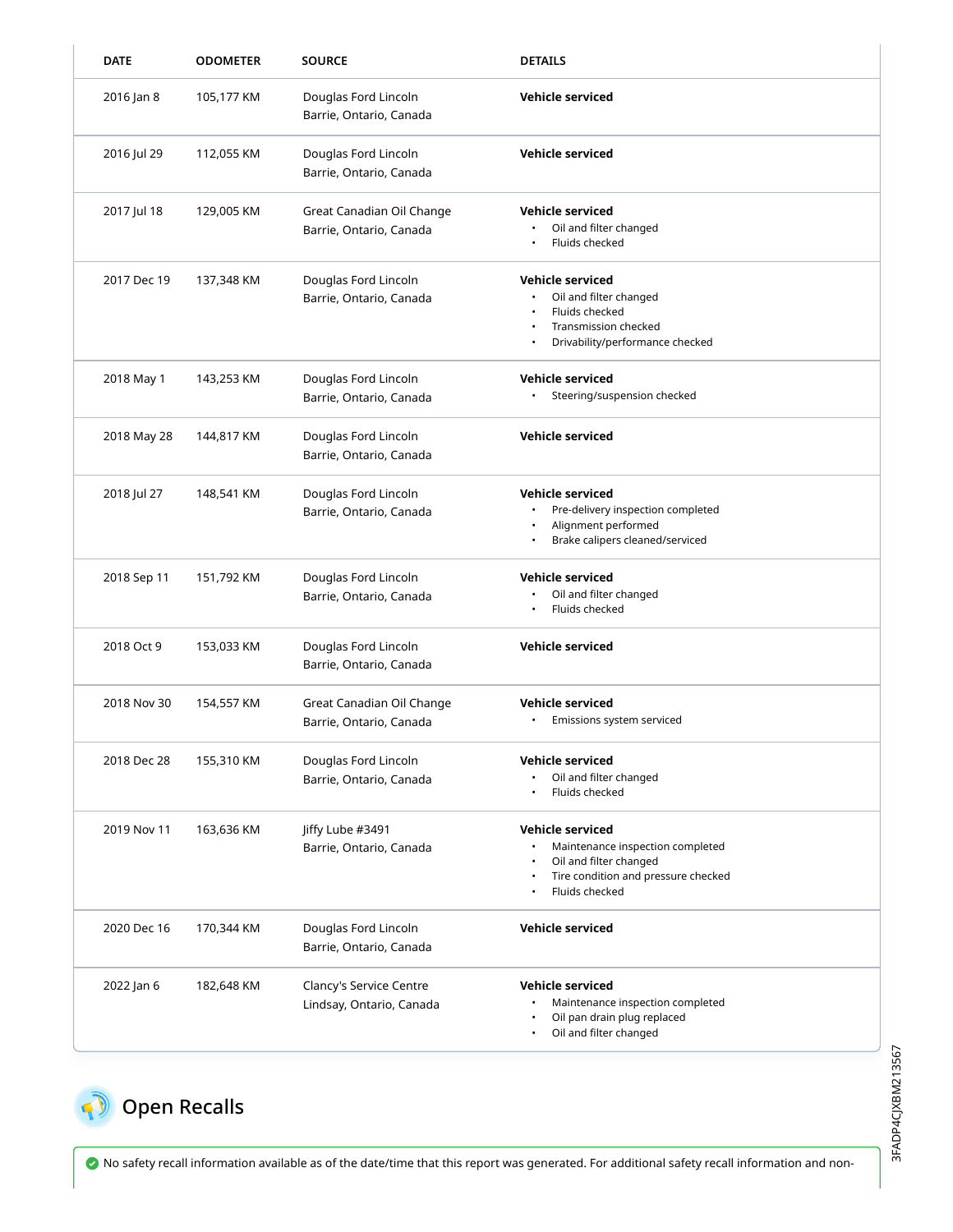| DATE | ODOMETER | SOURCE | DETAILS |
| --- | --- | --- | --- |
| 2016 Jan 8 | 105,177 KM | Douglas Ford Lincoln<br>Barrie, Ontario, Canada | **Vehicle serviced** |
| 2016 Jul 29 | 112,055 KM | Douglas Ford Lincoln<br>Barrie, Ontario, Canada | **Vehicle serviced** |
| 2017 Jul 18 | 129,005 KM | Great Canadian Oil Change<br>Barrie, Ontario, Canada | **Vehicle serviced**<br>• Oil and filter changed<br>• Fluids checked |
| 2017 Dec 19 | 137,348 KM | Douglas Ford Lincoln<br>Barrie, Ontario, Canada | **Vehicle serviced**<br>• Oil and filter changed<br>• Fluids checked<br>• Transmission checked<br>• Drivability/performance checked |
| 2018 May 1 | 143,253 KM | Douglas Ford Lincoln<br>Barrie, Ontario, Canada | **Vehicle serviced**<br>• Steering/suspension checked |
| 2018 May 28 | 144,817 KM | Douglas Ford Lincoln<br>Barrie, Ontario, Canada | **Vehicle serviced** |
| 2018 Jul 27 | 148,541 KM | Douglas Ford Lincoln<br>Barrie, Ontario, Canada | **Vehicle serviced**<br>• Pre-delivery inspection completed<br>• Alignment performed<br>• Brake calipers cleaned/serviced |
| 2018 Sep 11 | 151,792 KM | Douglas Ford Lincoln<br>Barrie, Ontario, Canada | **Vehicle serviced**<br>• Oil and filter changed<br>• Fluids checked |
| 2018 Oct 9 | 153,033 KM | Douglas Ford Lincoln<br>Barrie, Ontario, Canada | **Vehicle serviced** |
| 2018 Nov 30 | 154,557 KM | Great Canadian Oil Change<br>Barrie, Ontario, Canada | **Vehicle serviced**<br>• Emissions system serviced |
| 2018 Dec 28 | 155,310 KM | Douglas Ford Lincoln<br>Barrie, Ontario, Canada | **Vehicle serviced**<br>• Oil and filter changed<br>• Fluids checked |
| 2019 Nov 11 | 163,636 KM | Jiffy Lube #3491<br>Barrie, Ontario, Canada | **Vehicle serviced**<br>• Maintenance inspection completed<br>• Oil and filter changed<br>• Tire condition and pressure checked<br>• Fluids checked |
| 2020 Dec 16 | 170,344 KM | Douglas Ford Lincoln<br>Barrie, Ontario, Canada | **Vehicle serviced** |
| 2022 Jan 6 | 182,648 KM | Clancy's Service Centre<br>Lindsay, Ontario, Canada | **Vehicle serviced**<br>• Maintenance inspection completed<br>• Oil pan drain plug replaced<br>• Oil and filter changed |

## Open Recalls

No safety recall information available as of the date/time that this report was generated. For additional safety recall information and non-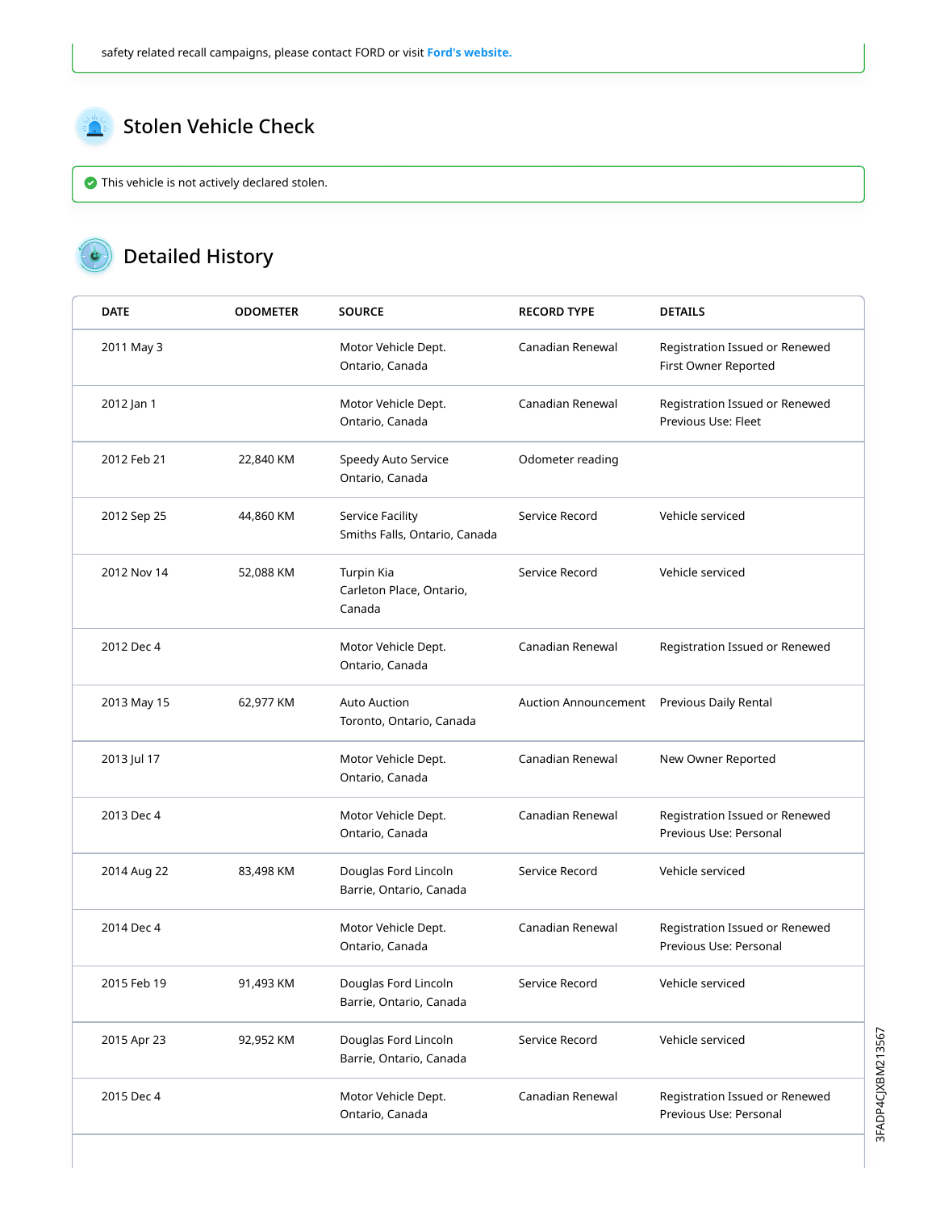safety related recall campaigns, please contact FORD or visit **Ford's website.**

## Stolen Vehicle Check

This vehicle is not actively declared stolen.

## Detailed History

| DATE | ODOMETER | SOURCE | RECORD TYPE | DETAILS |
|---|---|---|---|---|
| 2011 May 3 | | Motor Vehicle Dept. Ontario, Canada | Canadian Renewal | Registration Issued or Renewed First Owner Reported |
| 2012 Jan 1 | | Motor Vehicle Dept. Ontario, Canada | Canadian Renewal | Registration Issued or Renewed Previous Use: Fleet |
| 2012 Feb 21 | 22,840 KM | Speedy Auto Service Ontario, Canada | Odometer reading | |
| 2012 Sep 25 | 44,860 KM | Service Facility Smiths Falls, Ontario, Canada | Service Record | Vehicle serviced |
| 2012 Nov 14 | 52,088 KM | Turpin Kia Carleton Place, Ontario, Canada | Service Record | Vehicle serviced |
| 2012 Dec 4 | | Motor Vehicle Dept. Ontario, Canada | Canadian Renewal | Registration Issued or Renewed |
| 2013 May 15 | 62,977 KM | Auto Auction Toronto, Ontario, Canada | Auction Announcement | Previous Daily Rental |
| 2013 Jul 17 | | Motor Vehicle Dept. Ontario, Canada | Canadian Renewal | New Owner Reported |
| 2013 Dec 4 | | Motor Vehicle Dept. Ontario, Canada | Canadian Renewal | Registration Issued or Renewed Previous Use: Personal |
| 2014 Aug 22 | 83,498 KM | Douglas Ford Lincoln Barrie, Ontario, Canada | Service Record | Vehicle serviced |
| 2014 Dec 4 | | Motor Vehicle Dept. Ontario, Canada | Canadian Renewal | Registration Issued or Renewed Previous Use: Personal |
| 2015 Feb 19 | 91,493 KM | Douglas Ford Lincoln Barrie, Ontario, Canada | Service Record | Vehicle serviced |
| 2015 Apr 23 | 92,952 KM | Douglas Ford Lincoln Barrie, Ontario, Canada | Service Record | Vehicle serviced |
| 2015 Dec 4 | | Motor Vehicle Dept. Ontario, Canada | Canadian Renewal | Registration Issued or Renewed Previous Use: Personal |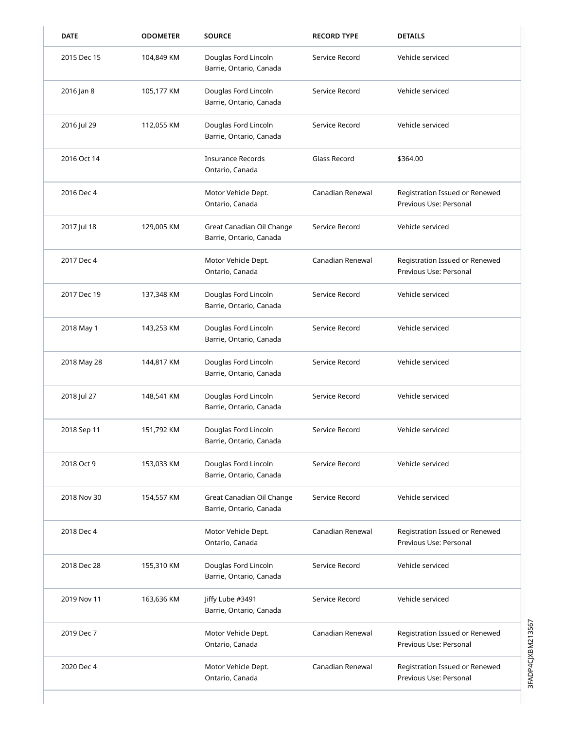| DATE | ODOMETER | SOURCE | RECORD TYPE | DETAILS |
|---|---|---|---|---|
| 2015 Dec 15 | 104,849 KM | Douglas Ford Lincoln<br>Barrie, Ontario, Canada | Service Record | Vehicle serviced |
| 2016 Jan 8 | 105,177 KM | Douglas Ford Lincoln<br>Barrie, Ontario, Canada | Service Record | Vehicle serviced |
| 2016 Jul 29 | 112,055 KM | Douglas Ford Lincoln<br>Barrie, Ontario, Canada | Service Record | Vehicle serviced |
| 2016 Oct 14 | | Insurance Records<br>Ontario, Canada | Glass Record | $364.00 |
| 2016 Dec 4 | | Motor Vehicle Dept.<br>Ontario, Canada | Canadian Renewal | Registration Issued or Renewed<br>Previous Use: Personal |
| 2017 Jul 18 | 129,005 KM | Great Canadian Oil Change<br>Barrie, Ontario, Canada | Service Record | Vehicle serviced |
| 2017 Dec 4 | | Motor Vehicle Dept.<br>Ontario, Canada | Canadian Renewal | Registration Issued or Renewed<br>Previous Use: Personal |
| 2017 Dec 19 | 137,348 KM | Douglas Ford Lincoln<br>Barrie, Ontario, Canada | Service Record | Vehicle serviced |
| 2018 May 1 | 143,253 KM | Douglas Ford Lincoln<br>Barrie, Ontario, Canada | Service Record | Vehicle serviced |
| 2018 May 28 | 144,817 KM | Douglas Ford Lincoln<br>Barrie, Ontario, Canada | Service Record | Vehicle serviced |
| 2018 Jul 27 | 148,541 KM | Douglas Ford Lincoln<br>Barrie, Ontario, Canada | Service Record | Vehicle serviced |
| 2018 Sep 11 | 151,792 KM | Douglas Ford Lincoln<br>Barrie, Ontario, Canada | Service Record | Vehicle serviced |
| 2018 Oct 9 | 153,033 KM | Douglas Ford Lincoln<br>Barrie, Ontario, Canada | Service Record | Vehicle serviced |
| 2018 Nov 30 | 154,557 KM | Great Canadian Oil Change<br>Barrie, Ontario, Canada | Service Record | Vehicle serviced |
| 2018 Dec 4 | | Motor Vehicle Dept.<br>Ontario, Canada | Canadian Renewal | Registration Issued or Renewed<br>Previous Use: Personal |
| 2018 Dec 28 | 155,310 KM | Douglas Ford Lincoln<br>Barrie, Ontario, Canada | Service Record | Vehicle serviced |
| 2019 Nov 11 | 163,636 KM | Jiffy Lube #3491<br>Barrie, Ontario, Canada | Service Record | Vehicle serviced |
| 2019 Dec 7 | | Motor Vehicle Dept.<br>Ontario, Canada | Canadian Renewal | Registration Issued or Renewed<br>Previous Use: Personal |
| 2020 Dec 4 | | Motor Vehicle Dept.<br>Ontario, Canada | Canadian Renewal | Registration Issued or Renewed<br>Previous Use: Personal |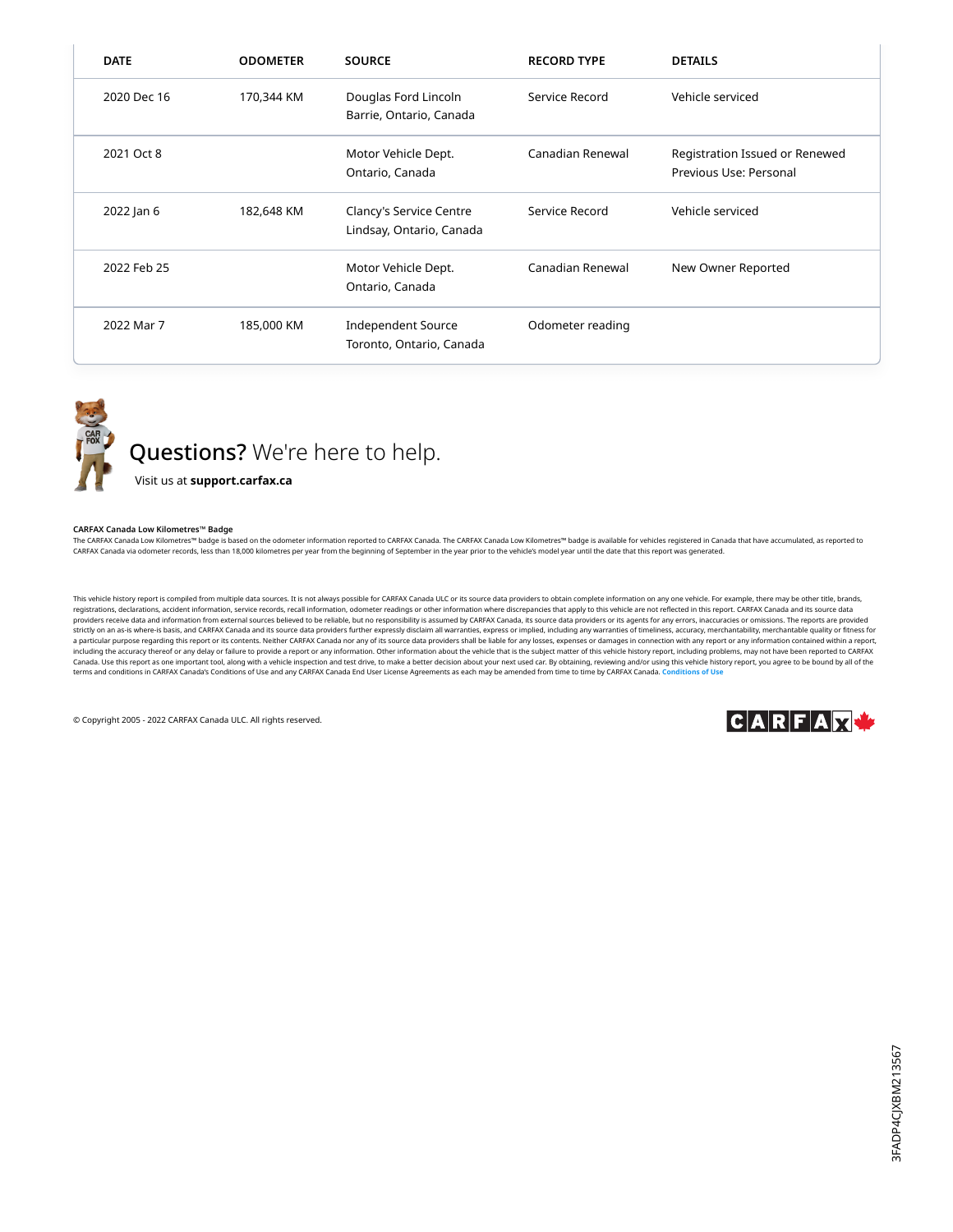| DATE | ODOMETER | SOURCE | RECORD TYPE | DETAILS |
|---|---|---|---|---|
| 2020 Dec 16 | 170,344 KM | Douglas Ford Lincoln Barrie, Ontario, Canada | Service Record | Vehicle serviced |
| 2021 Oct 8 | | Motor Vehicle Dept. Ontario, Canada | Canadian Renewal | Registration Issued or Renewed Previous Use: Personal |
| 2022 Jan 6 | 182,648 KM | Clancy's Service Centre Lindsay, Ontario, Canada | Service Record | Vehicle serviced |
| 2022 Feb 25 | | Motor Vehicle Dept. Ontario, Canada | Canadian Renewal | New Owner Reported |
| 2022 Mar 7 | 185,000 KM | Independent Source Toronto, Ontario, Canada | Odometer reading | |

## **Questions?** We're here to help.

Visit us at **support.carfax.ca**

**CARFAX Canada Low Kilometres™ Badge**

The CARFAX Canada Low Kilometres™ badge is based on the odometer information reported to CARFAX Canada. The CARFAX Canada Low Kilometres™ badge is available for vehicles registered in Canada that have accumulated, as reported to CARFAX Canada via odometer records, less than 18,000 kilometres per year from the beginning of September in the year prior to the vehicle's model year until the date that this report was generated.

This vehicle history report is compiled from multiple data sources. It is not always possible for CARFAX Canada ULC or its source data providers to obtain complete information on any one vehicle. For example, there may be other title, brands, registrations, declarations, accident information, service records, recall information, odometer readings or other information where discrepancies that apply to this vehicle are not reflected in this report. CARFAX Canada and its source data providers receive data and information from external sources believed to be reliable, but no responsibility is assumed by CARFAX Canada, its source data providers or its agents for any errors, inaccuracies or omissions. The reports are provided strictly on an as-is where-is basis, and CARFAX Canada and its source data providers further expressly disclaim all warranties, express or implied, including any warranties of timeliness, accuracy, merchantability, merchantable quality or fitness for a particular purpose regarding this report or its contents. Neither CARFAX Canada nor any of its source data providers shall be liable for any losses, expenses or damages in connection with any report or any information contained within a report, including the accuracy thereof or any delay or failure to provide a report or any information. Other information about the vehicle that is the subject matter of this vehicle history report, including problems, may not have been reported to CARFAX Canada. Use this report as one important tool, along with a vehicle inspection and test drive, to make a better decision about your next used car. By obtaining, reviewing and/or using this vehicle history report, you agree to be bound by all of the terms and conditions in CARFAX Canada's Conditions of Use and any CARFAX Canada End User License Agreements as each may be amended from time to time by CARFAX Canada. Conditions of Use

© Copyright 2005 - 2022 CARFAX Canada ULC. All rights reserved.

CARFAX

3FADP4CJXBM213567